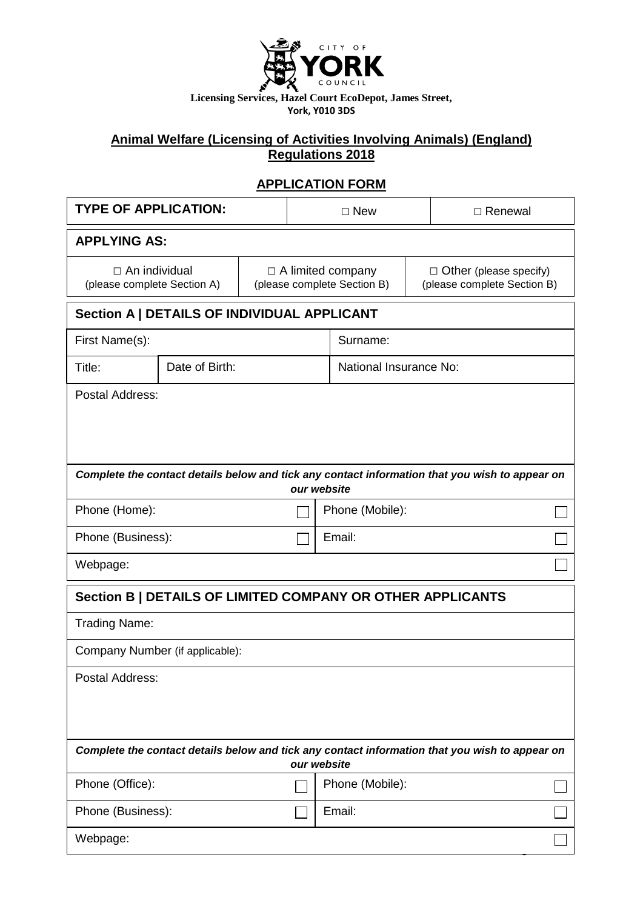CITY OF YORK COUNCIL

**Licensing Services, Hazel Court EcoDepot, James Street, York, Y010 3DS**

## Animal Welfare (Licensing of Activities Involving Animals) (England) Regulations 2018

## APPLICATION FORM

| **TYPE OF APPLICATION:** | □ New | □ Renewal |
|---|---|---|

| **APPLYING AS:** | | |
|---|---|---|
| □ An individual (please complete Section A) | □ A limited company (please complete Section B) | □ Other (please specify) (please complete Section B) |

| **Section A \| DETAILS OF INDIVIDUAL APPLICANT** | | |
|---|---|---|
| First Name(s): | | Surname: |
| Title: | Date of Birth: | National Insurance No: |
| Postal Address: | | |

***Complete the contact details below and tick any contact information that you wish to appear on our website***

| | | | |
|---|---|---|---|
| Phone (Home): | ☐ | Phone (Mobile): | ☐ |
| Phone (Business): | ☐ | Email: | ☐ |
| Webpage: | | | ☐ |

| **Section B \| DETAILS OF LIMITED COMPANY OR OTHER APPLICANTS** |
|---|
| Trading Name: |
| Company Number (if applicable): |
| Postal Address: |

***Complete the contact details below and tick any contact information that you wish to appear on our website***

| | | | |
|---|---|---|---|
| Phone (Office): | ☐ | Phone (Mobile): | ☐ |
| Phone (Business): | ☐ | Email: | ☐ |
| Webpage: | | | ☐ |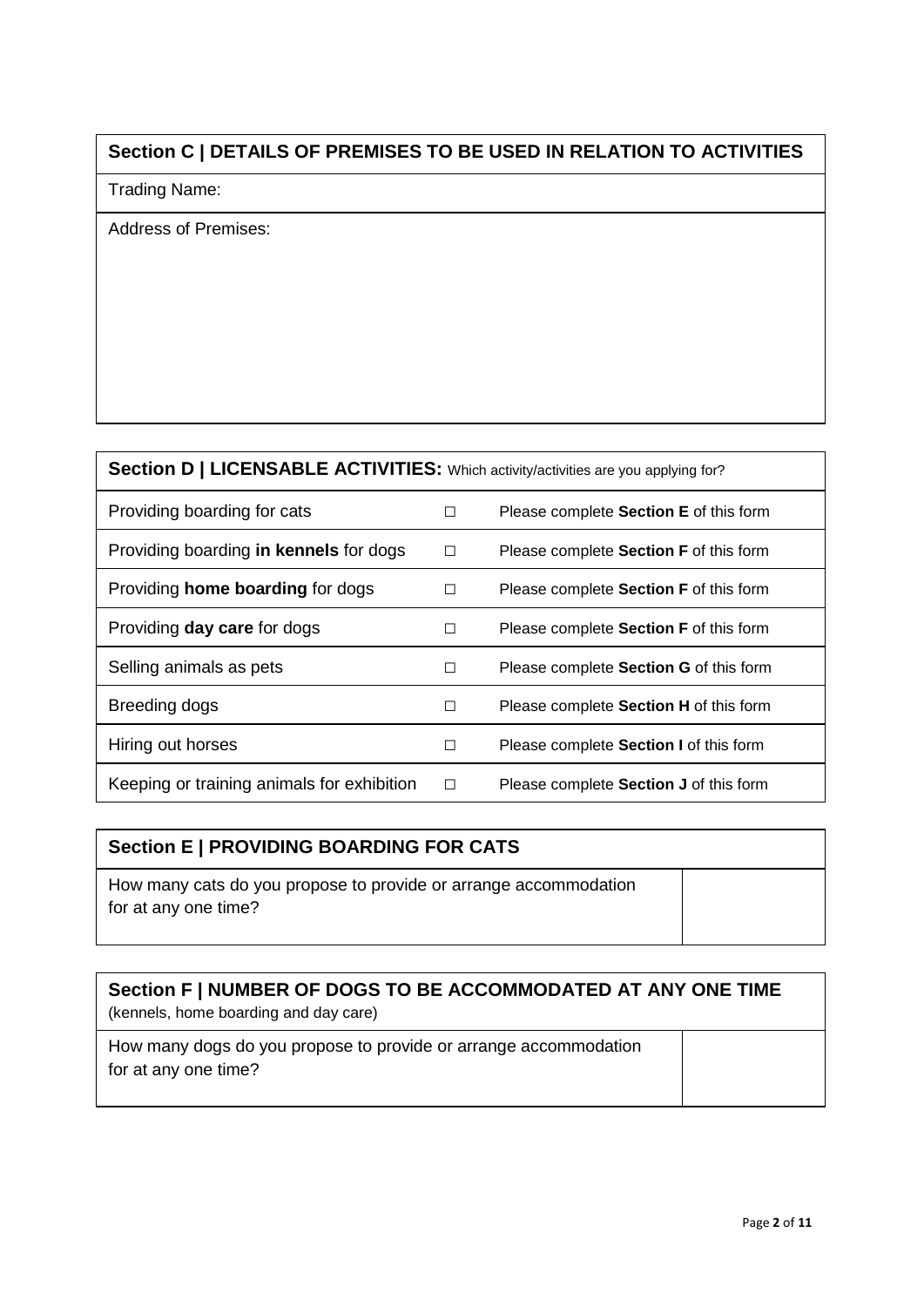## Section C | DETAILS OF PREMISES TO BE USED IN RELATION TO ACTIVITIES

Trading Name:

Address of Premises:

## Section D | LICENSABLE ACTIVITIES: Which activity/activities are you applying for?

| Activity | | |
|---|---|---|
| Providing boarding for cats | ☐ | Please complete **Section E** of this form |
| Providing boarding **in kennels** for dogs | ☐ | Please complete **Section F** of this form |
| Providing **home boarding** for dogs | ☐ | Please complete **Section F** of this form |
| Providing **day care** for dogs | ☐ | Please complete **Section F** of this form |
| Selling animals as pets | ☐ | Please complete **Section G** of this form |
| Breeding dogs | ☐ | Please complete **Section H** of this form |
| Hiring out horses | ☐ | Please complete **Section I** of this form |
| Keeping or training animals for exhibition | ☐ | Please complete **Section J** of this form |

## Section E | PROVIDING BOARDING FOR CATS

| Question | Answer |
|---|---|
| How many cats do you propose to provide or arrange accommodation for at any one time? | |

## Section F | NUMBER OF DOGS TO BE ACCOMMODATED AT ANY ONE TIME

(kennels, home boarding and day care)

| Question | Answer |
|---|---|
| How many dogs do you propose to provide or arrange accommodation for at any one time? | |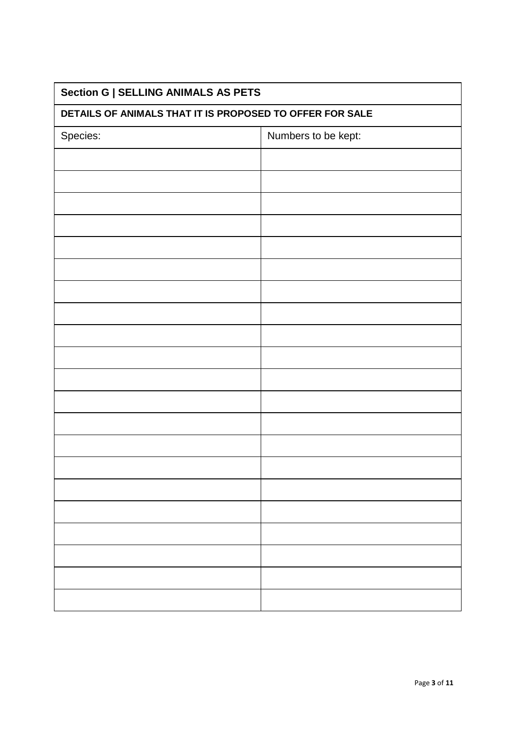| Section G \| SELLING ANIMALS AS PETS | |
|---|---|
| **DETAILS OF ANIMALS THAT IT IS PROPOSED TO OFFER FOR SALE** | |
| Species: | Numbers to be kept: |
| | |
| | |
| | |
| | |
| | |
| | |
| | |
| | |
| | |
| | |
| | |
| | |
| | |
| | |
| | |
| | |
| | |
| | |
| | |
| | |
| | |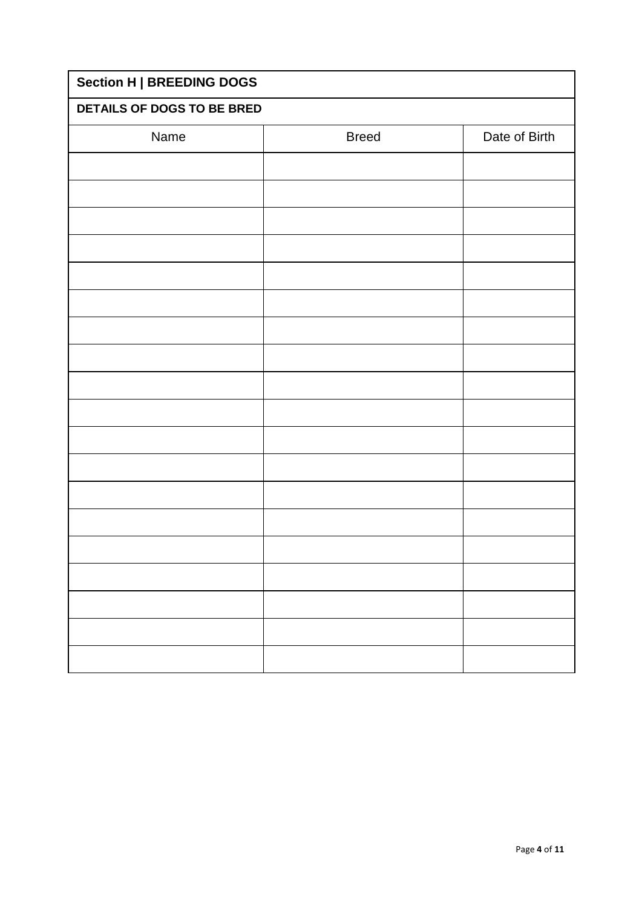## Section H | BREEDING DOGS

**DETAILS OF DOGS TO BE BRED**

| Name | Breed | Date of Birth |
|---|---|---|
| | | |
| | | |
| | | |
| | | |
| | | |
| | | |
| | | |
| | | |
| | | |
| | | |
| | | |
| | | |
| | | |
| | | |
| | | |
| | | |
| | | |
| | | |
| | | |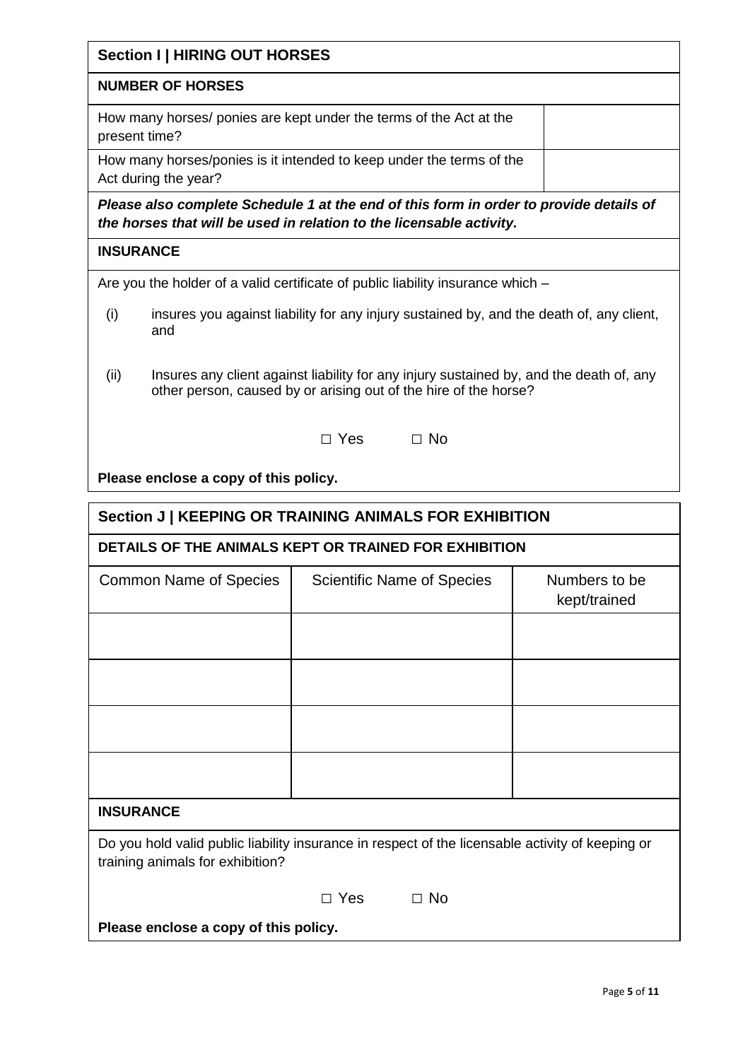## Section I | HIRING OUT HORSES

### NUMBER OF HORSES

| | |
|---|---|
| How many horses/ ponies are kept under the terms of the Act at the present time? | |
| How many horses/ponies is it intended to keep under the terms of the Act during the year? | |

***Please also complete Schedule 1 at the end of this form in order to provide details of the horses that will be used in relation to the licensable activity.***

### INSURANCE

Are you the holder of a valid certificate of public liability insurance which –

(i) insures you against liability for any injury sustained by, and the death of, any client, and

(ii) Insures any client against liability for any injury sustained by, and the death of, any other person, caused by or arising out of the hire of the horse?

□ Yes □ No

**Please enclose a copy of this policy.**

## Section J | KEEPING OR TRAINING ANIMALS FOR EXHIBITION

### DETAILS OF THE ANIMALS KEPT OR TRAINED FOR EXHIBITION

| Common Name of Species | Scientific Name of Species | Numbers to be kept/trained |
|---|---|---|
| | | |
| | | |
| | | |
| | | |

### INSURANCE

Do you hold valid public liability insurance in respect of the licensable activity of keeping or training animals for exhibition?

□ Yes □ No

**Please enclose a copy of this policy.**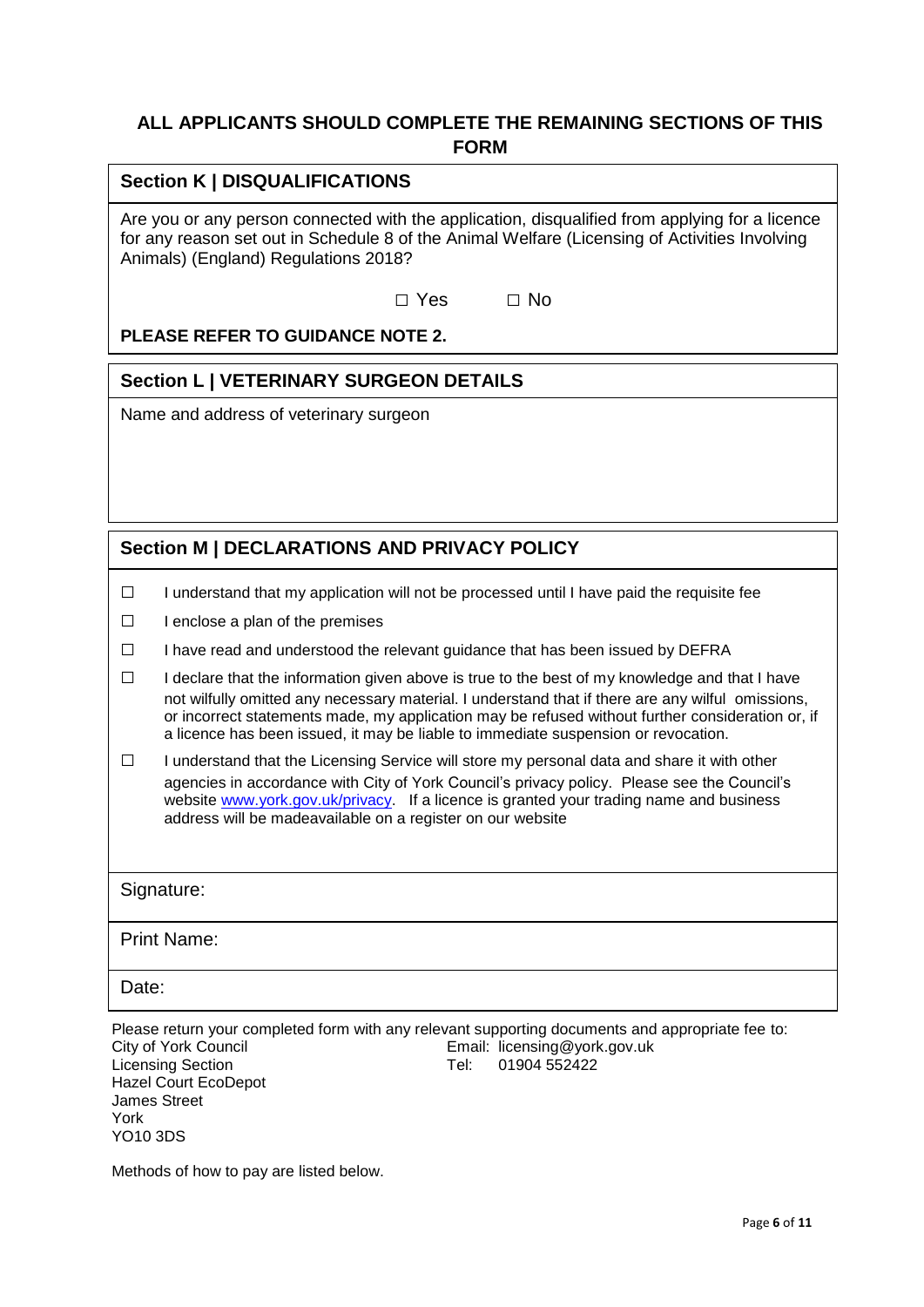## ALL APPLICANTS SHOULD COMPLETE THE REMAINING SECTIONS OF THIS FORM

### Section K | DISQUALIFICATIONS

Are you or any person connected with the application, disqualified from applying for a licence for any reason set out in Schedule 8 of the Animal Welfare (Licensing of Activities Involving Animals) (England) Regulations 2018?

☐ Yes ☐ No

**PLEASE REFER TO GUIDANCE NOTE 2.**

### Section L | VETERINARY SURGEON DETAILS

Name and address of veterinary surgeon

### Section M | DECLARATIONS AND PRIVACY POLICY

- ☐ I understand that my application will not be processed until I have paid the requisite fee
- ☐ I enclose a plan of the premises
- ☐ I have read and understood the relevant guidance that has been issued by DEFRA
- ☐ I declare that the information given above is true to the best of my knowledge and that I have not wilfully omitted any necessary material. I understand that if there are any wilful omissions, or incorrect statements made, my application may be refused without further consideration or, if a licence has been issued, it may be liable to immediate suspension or revocation.
- ☐ I understand that the Licensing Service will store my personal data and share it with other agencies in accordance with City of York Council's privacy policy. Please see the Council's website [www.york.gov.uk/privacy](www.york.gov.uk/privacy). If a licence is granted your trading name and business address will be madeavailable on a register on our website

Signature:

Print Name:

Date:

Please return your completed form with any relevant supporting documents and appropriate fee to:

City of York Council
Licensing Section
Hazel Court EcoDepot
James Street
York
YO10 3DS

Email: licensing@york.gov.uk
Tel: 01904 552422

Methods of how to pay are listed below.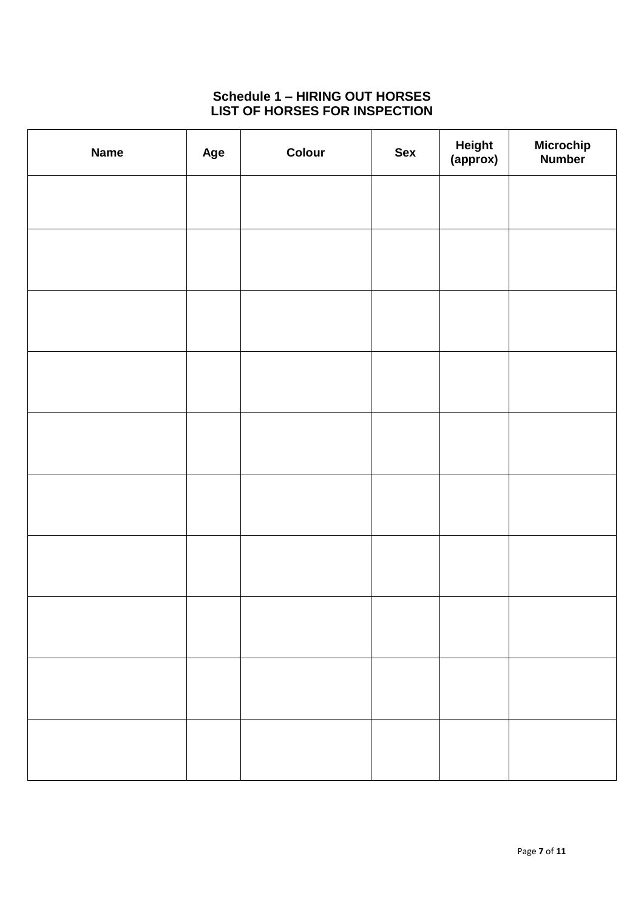# Schedule 1 – HIRING OUT HORSES
## LIST OF HORSES FOR INSPECTION

| Name | Age | Colour | Sex | Height (approx) | Microchip Number |
|---|---|---|---|---|---|
| | | | | | |
| | | | | | |
| | | | | | |
| | | | | | |
| | | | | | |
| | | | | | |
| | | | | | |
| | | | | | |
| | | | | | |
| | | | | | |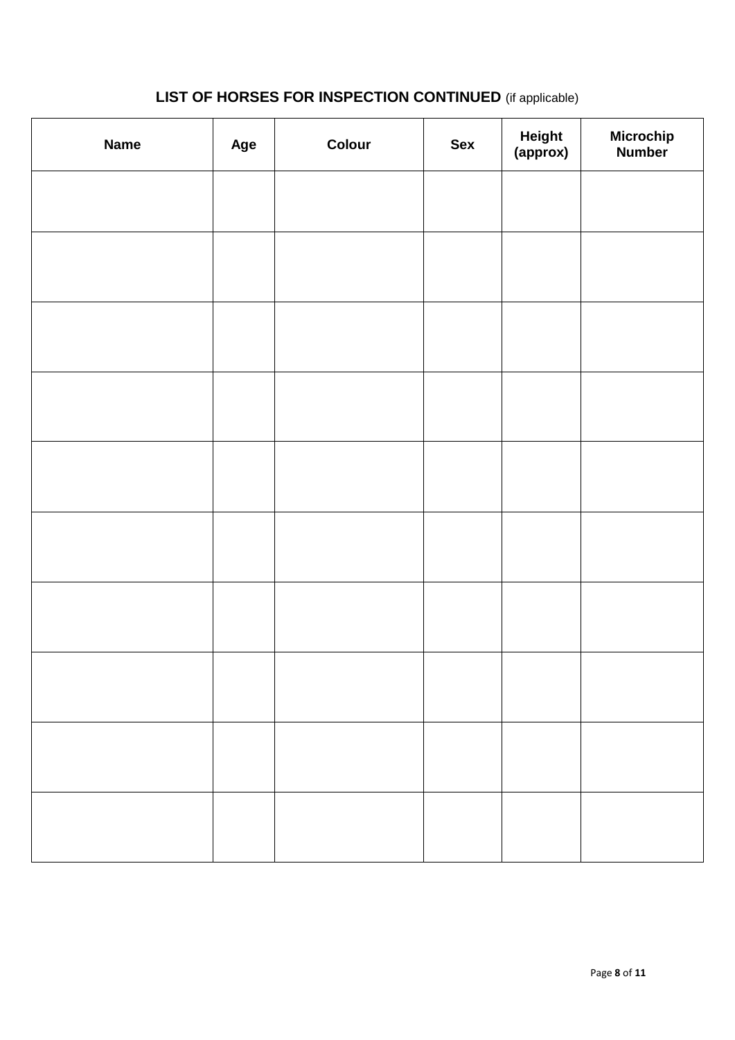## LIST OF HORSES FOR INSPECTION CONTINUED (if applicable)

| Name | Age | Colour | Sex | Height (approx) | Microchip Number |
|---|---|---|---|---|---|
| | | | | | |
| | | | | | |
| | | | | | |
| | | | | | |
| | | | | | |
| | | | | | |
| | | | | | |
| | | | | | |
| | | | | | |
| | | | | | |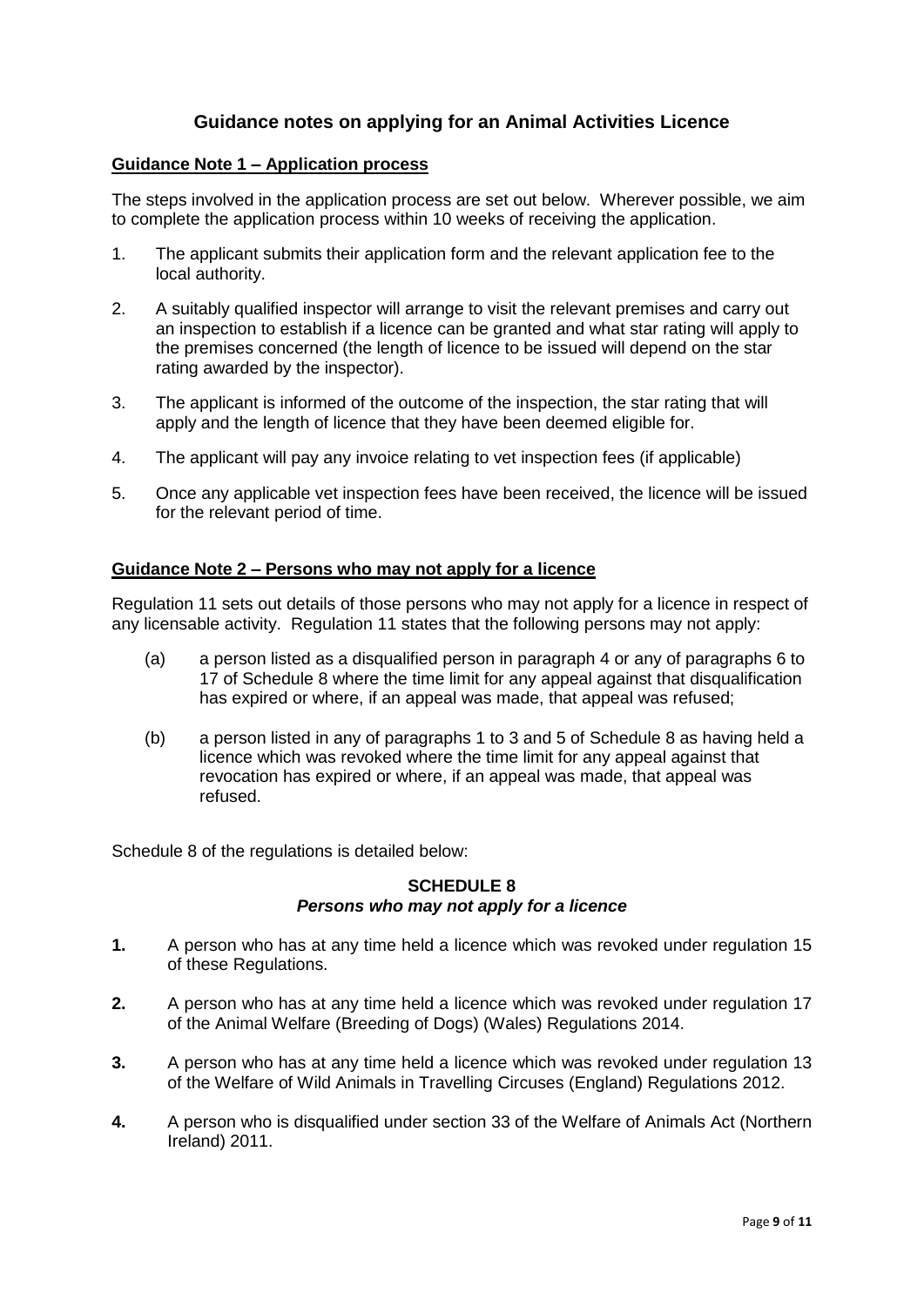## Guidance notes on applying for an Animal Activities Licence

### Guidance Note 1 – Application process

The steps involved in the application process are set out below. Wherever possible, we aim to complete the application process within 10 weeks of receiving the application.

1. The applicant submits their application form and the relevant application fee to the local authority.
2. A suitably qualified inspector will arrange to visit the relevant premises and carry out an inspection to establish if a licence can be granted and what star rating will apply to the premises concerned (the length of licence to be issued will depend on the star rating awarded by the inspector).
3. The applicant is informed of the outcome of the inspection, the star rating that will apply and the length of licence that they have been deemed eligible for.
4. The applicant will pay any invoice relating to vet inspection fees (if applicable)
5. Once any applicable vet inspection fees have been received, the licence will be issued for the relevant period of time.

### Guidance Note 2 – Persons who may not apply for a licence

Regulation 11 sets out details of those persons who may not apply for a licence in respect of any licensable activity. Regulation 11 states that the following persons may not apply:

(a) a person listed as a disqualified person in paragraph 4 or any of paragraphs 6 to 17 of Schedule 8 where the time limit for any appeal against that disqualification has expired or where, if an appeal was made, that appeal was refused;

(b) a person listed in any of paragraphs 1 to 3 and 5 of Schedule 8 as having held a licence which was revoked where the time limit for any appeal against that revocation has expired or where, if an appeal was made, that appeal was refused.

Schedule 8 of the regulations is detailed below:

**SCHEDULE 8**
***Persons who may not apply for a licence***

**1.** A person who has at any time held a licence which was revoked under regulation 15 of these Regulations.

**2.** A person who has at any time held a licence which was revoked under regulation 17 of the Animal Welfare (Breeding of Dogs) (Wales) Regulations 2014.

**3.** A person who has at any time held a licence which was revoked under regulation 13 of the Welfare of Wild Animals in Travelling Circuses (England) Regulations 2012.

**4.** A person who is disqualified under section 33 of the Welfare of Animals Act (Northern Ireland) 2011.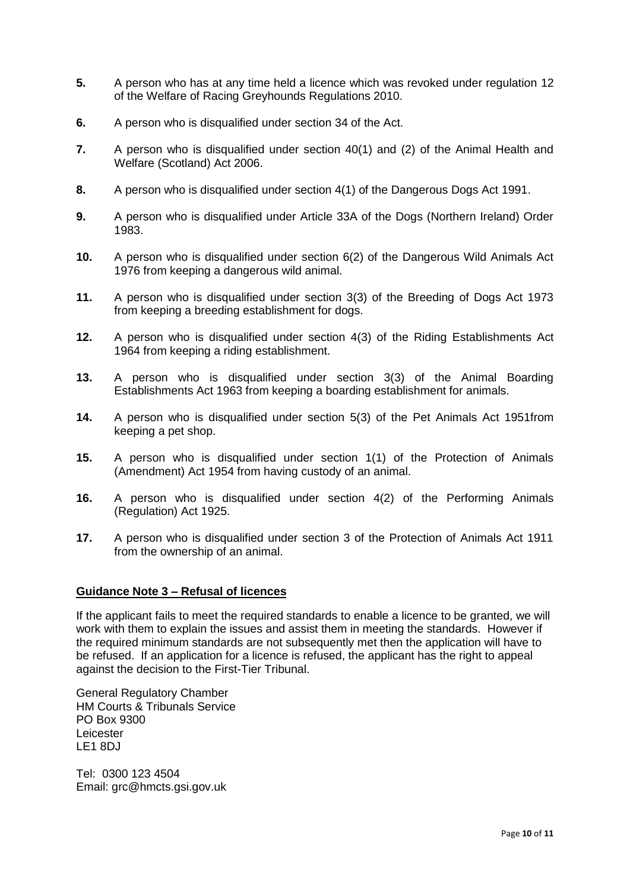**5.** A person who has at any time held a licence which was revoked under regulation 12 of the Welfare of Racing Greyhounds Regulations 2010.

**6.** A person who is disqualified under section 34 of the Act.

**7.** A person who is disqualified under section 40(1) and (2) of the Animal Health and Welfare (Scotland) Act 2006.

**8.** A person who is disqualified under section 4(1) of the Dangerous Dogs Act 1991.

**9.** A person who is disqualified under Article 33A of the Dogs (Northern Ireland) Order 1983.

**10.** A person who is disqualified under section 6(2) of the Dangerous Wild Animals Act 1976 from keeping a dangerous wild animal.

**11.** A person who is disqualified under section 3(3) of the Breeding of Dogs Act 1973 from keeping a breeding establishment for dogs.

**12.** A person who is disqualified under section 4(3) of the Riding Establishments Act 1964 from keeping a riding establishment.

**13.** A person who is disqualified under section 3(3) of the Animal Boarding Establishments Act 1963 from keeping a boarding establishment for animals.

**14.** A person who is disqualified under section 5(3) of the Pet Animals Act 1951from keeping a pet shop.

**15.** A person who is disqualified under section 1(1) of the Protection of Animals (Amendment) Act 1954 from having custody of an animal.

**16.** A person who is disqualified under section 4(2) of the Performing Animals (Regulation) Act 1925.

**17.** A person who is disqualified under section 3 of the Protection of Animals Act 1911 from the ownership of an animal.

**Guidance Note 3 – Refusal of licences**

If the applicant fails to meet the required standards to enable a licence to be granted, we will work with them to explain the issues and assist them in meeting the standards. However if the required minimum standards are not subsequently met then the application will have to be refused. If an application for a licence is refused, the applicant has the right to appeal against the decision to the First-Tier Tribunal.

General Regulatory Chamber
HM Courts & Tribunals Service
PO Box 9300
Leicester
LE1 8DJ

Tel: 0300 123 4504
Email: grc@hmcts.gsi.gov.uk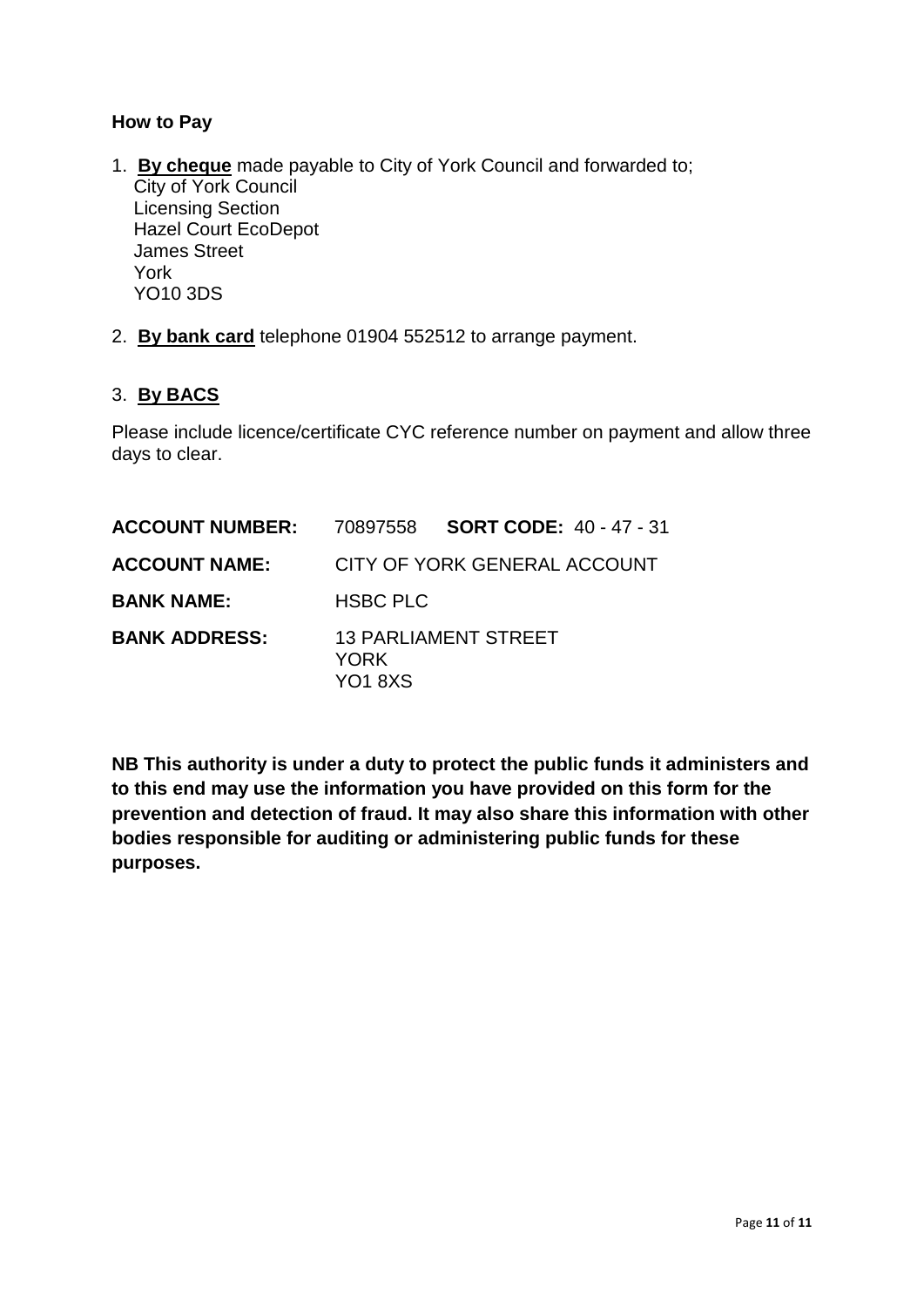**How to Pay**

1. **By cheque** made payable to City of York Council and forwarded to;
   City of York Council
   Licensing Section
   Hazel Court EcoDepot
   James Street
   York
   YO10 3DS

2. **By bank card** telephone 01904 552512 to arrange payment.

3. **By BACS**

Please include licence/certificate CYC reference number on payment and allow three days to clear.

| | |
|---|---|
| **ACCOUNT NUMBER:** | 70897558 **SORT CODE:** 40 - 47 - 31 |
| **ACCOUNT NAME:** | CITY OF YORK GENERAL ACCOUNT |
| **BANK NAME:** | HSBC PLC |
| **BANK ADDRESS:** | 13 PARLIAMENT STREET<br>YORK<br>YO1 8XS |

**NB This authority is under a duty to protect the public funds it administers and to this end may use the information you have provided on this form for the prevention and detection of fraud. It may also share this information with other bodies responsible for auditing or administering public funds for these purposes.**